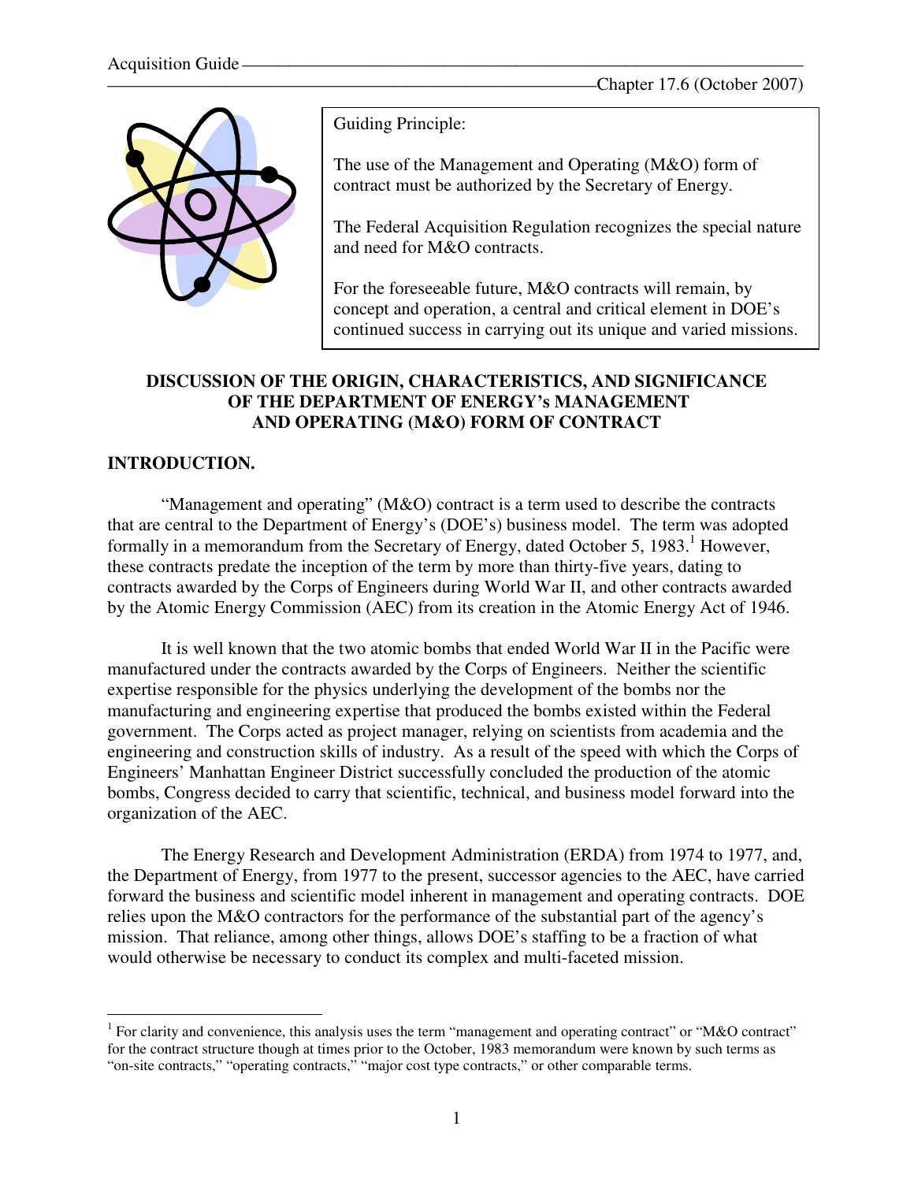Guiding Principle:

The use of the Management and Operating (M&O) form of contract must be authorized by the Secretary of Energy.

The Federal Acquisition Regulation recognizes the special nature and need for M&O contracts.

For the foreseeable future, M&O contracts will remain, by concept and operation, a central and critical element in DOE's continued success in carrying out its unique and varied missions.

# DISCUSSION OF THE ORIGIN, CHARACTERISTICS, AND SIGNIFICANCE OF THE DEPARTMENT OF ENERGY's MANAGEMENT AND OPERATING (M&O) FORM OF CONTRACT

## INTRODUCTION.

"Management and operating" (M&O) contract is a term used to describe the contracts that are central to the Department of Energy's (DOE's) business model. The term was adopted formally in a memorandum from the Secretary of Energy, dated October 5, 1983.[1] However, these contracts predate the inception of the term by more than thirty-five years, dating to contracts awarded by the Corps of Engineers during World War II, and other contracts awarded by the Atomic Energy Commission (AEC) from its creation in the Atomic Energy Act of 1946.

It is well known that the two atomic bombs that ended World War II in the Pacific were manufactured under the contracts awarded by the Corps of Engineers. Neither the scientific expertise responsible for the physics underlying the development of the bombs nor the manufacturing and engineering expertise that produced the bombs existed within the Federal government. The Corps acted as project manager, relying on scientists from academia and the engineering and construction skills of industry. As a result of the speed with which the Corps of Engineers' Manhattan Engineer District successfully concluded the production of the atomic bombs, Congress decided to carry that scientific, technical, and business model forward into the organization of the AEC.

The Energy Research and Development Administration (ERDA) from 1974 to 1977, and, the Department of Energy, from 1977 to the present, successor agencies to the AEC, have carried forward the business and scientific model inherent in management and operating contracts. DOE relies upon the M&O contractors for the performance of the substantial part of the agency's mission. That reliance, among other things, allows DOE's staffing to be a fraction of what would otherwise be necessary to conduct its complex and multi-faceted mission.

[1] For clarity and convenience, this analysis uses the term "management and operating contract" or "M&O contract" for the contract structure though at times prior to the October, 1983 memorandum were known by such terms as "on-site contracts," "operating contracts," "major cost type contracts," or other comparable terms.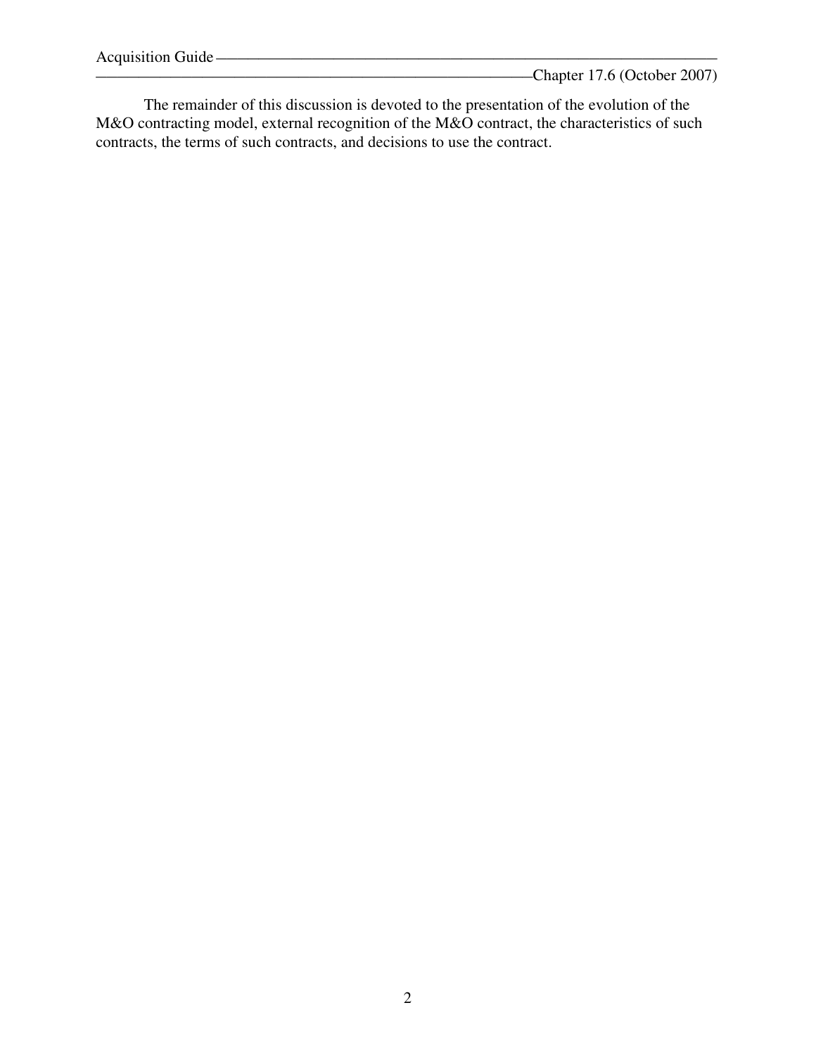The remainder of this discussion is devoted to the presentation of the evolution of the M&O contracting model, external recognition of the M&O contract, the characteristics of such contracts, the terms of such contracts, and decisions to use the contract.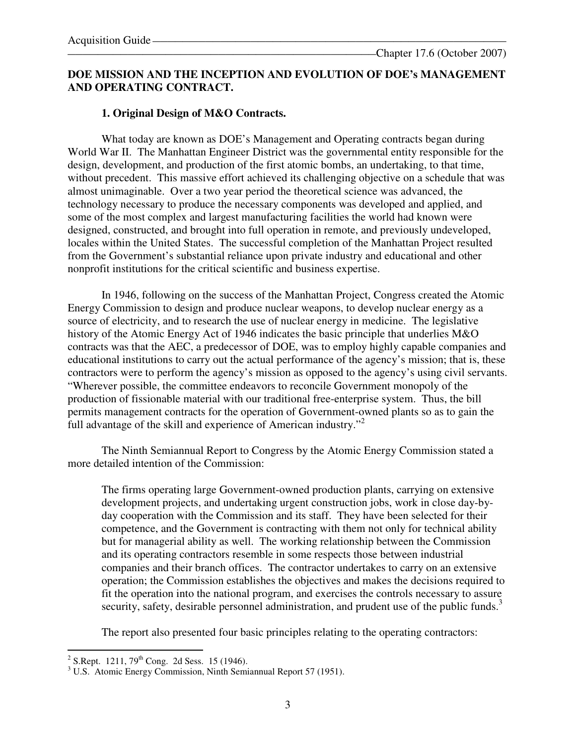## DOE MISSION AND THE INCEPTION AND EVOLUTION OF DOE's MANAGEMENT AND OPERATING CONTRACT.

### 1. Original Design of M&O Contracts.

What today are known as DOE's Management and Operating contracts began during World War II. The Manhattan Engineer District was the governmental entity responsible for the design, development, and production of the first atomic bombs, an undertaking, to that time, without precedent. This massive effort achieved its challenging objective on a schedule that was almost unimaginable. Over a two year period the theoretical science was advanced, the technology necessary to produce the necessary components was developed and applied, and some of the most complex and largest manufacturing facilities the world had known were designed, constructed, and brought into full operation in remote, and previously undeveloped, locales within the United States. The successful completion of the Manhattan Project resulted from the Government's substantial reliance upon private industry and educational and other nonprofit institutions for the critical scientific and business expertise.

In 1946, following on the success of the Manhattan Project, Congress created the Atomic Energy Commission to design and produce nuclear weapons, to develop nuclear energy as a source of electricity, and to research the use of nuclear energy in medicine. The legislative history of the Atomic Energy Act of 1946 indicates the basic principle that underlies M&O contracts was that the AEC, a predecessor of DOE, was to employ highly capable companies and educational institutions to carry out the actual performance of the agency's mission; that is, these contractors were to perform the agency's mission as opposed to the agency's using civil servants. "Wherever possible, the committee endeavors to reconcile Government monopoly of the production of fissionable material with our traditional free-enterprise system. Thus, the bill permits management contracts for the operation of Government-owned plants so as to gain the full advantage of the skill and experience of American industry."[2]

The Ninth Semiannual Report to Congress by the Atomic Energy Commission stated a more detailed intention of the Commission:

> The firms operating large Government-owned production plants, carrying on extensive development projects, and undertaking urgent construction jobs, work in close day-by-day cooperation with the Commission and its staff. They have been selected for their competence, and the Government is contracting with them not only for technical ability but for managerial ability as well. The working relationship between the Commission and its operating contractors resemble in some respects those between industrial companies and their branch offices. The contractor undertakes to carry on an extensive operation; the Commission establishes the objectives and makes the decisions required to fit the operation into the national program, and exercises the controls necessary to assure security, safety, desirable personnel administration, and prudent use of the public funds.[3]

The report also presented four basic principles relating to the operating contractors:

---

[2] S.Rept. 1211, 79th Cong. 2d Sess. 15 (1946).

[3] U.S. Atomic Energy Commission, Ninth Semiannual Report 57 (1951).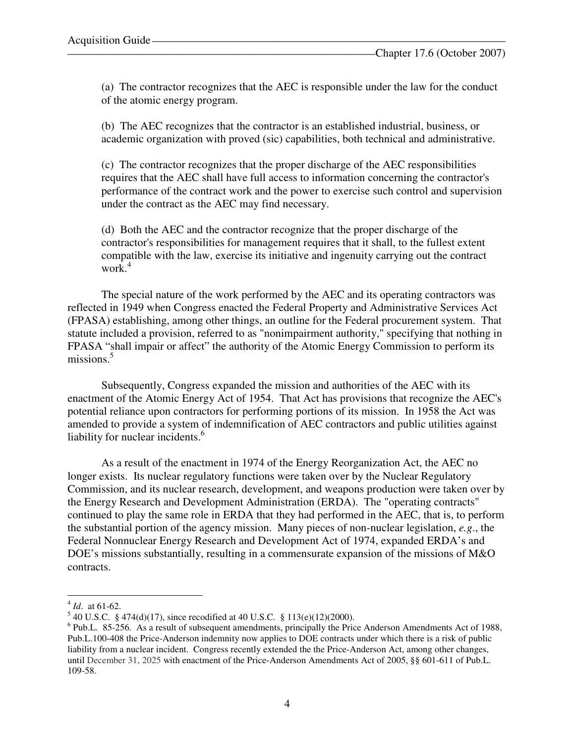(a) The contractor recognizes that the AEC is responsible under the law for the conduct of the atomic energy program.

(b) The AEC recognizes that the contractor is an established industrial, business, or academic organization with proved (sic) capabilities, both technical and administrative.

(c) The contractor recognizes that the proper discharge of the AEC responsibilities requires that the AEC shall have full access to information concerning the contractor's performance of the contract work and the power to exercise such control and supervision under the contract as the AEC may find necessary.

(d) Both the AEC and the contractor recognize that the proper discharge of the contractor's responsibilities for management requires that it shall, to the fullest extent compatible with the law, exercise its initiative and ingenuity carrying out the contract work.[4]

The special nature of the work performed by the AEC and its operating contractors was reflected in 1949 when Congress enacted the Federal Property and Administrative Services Act (FPASA) establishing, among other things, an outline for the Federal procurement system. That statute included a provision, referred to as "nonimpairment authority," specifying that nothing in FPASA "shall impair or affect" the authority of the Atomic Energy Commission to perform its missions.[5]

Subsequently, Congress expanded the mission and authorities of the AEC with its enactment of the Atomic Energy Act of 1954. That Act has provisions that recognize the AEC's potential reliance upon contractors for performing portions of its mission. In 1958 the Act was amended to provide a system of indemnification of AEC contractors and public utilities against liability for nuclear incidents.[6]

As a result of the enactment in 1974 of the Energy Reorganization Act, the AEC no longer exists. Its nuclear regulatory functions were taken over by the Nuclear Regulatory Commission, and its nuclear research, development, and weapons production were taken over by the Energy Research and Development Administration (ERDA). The "operating contracts" continued to play the same role in ERDA that they had performed in the AEC, that is, to perform the substantial portion of the agency mission. Many pieces of non-nuclear legislation, *e.g*., the Federal Nonnuclear Energy Research and Development Act of 1974, expanded ERDA's and DOE's missions substantially, resulting in a commensurate expansion of the missions of M&O contracts.

---

[4] *Id.* at 61-62.

[5] 40 U.S.C. § 474(d)(17), since recodified at 40 U.S.C. § 113(e)(12)(2000).

[6] Pub.L. 85-256. As a result of subsequent amendments, principally the Price Anderson Amendments Act of 1988, Pub.L.100-408 the Price-Anderson indemnity now applies to DOE contracts under which there is a risk of public liability from a nuclear incident. Congress recently extended the the Price-Anderson Act, among other changes, until December 31, 2025 with enactment of the Price-Anderson Amendments Act of 2005, §§ 601-611 of Pub.L. 109-58.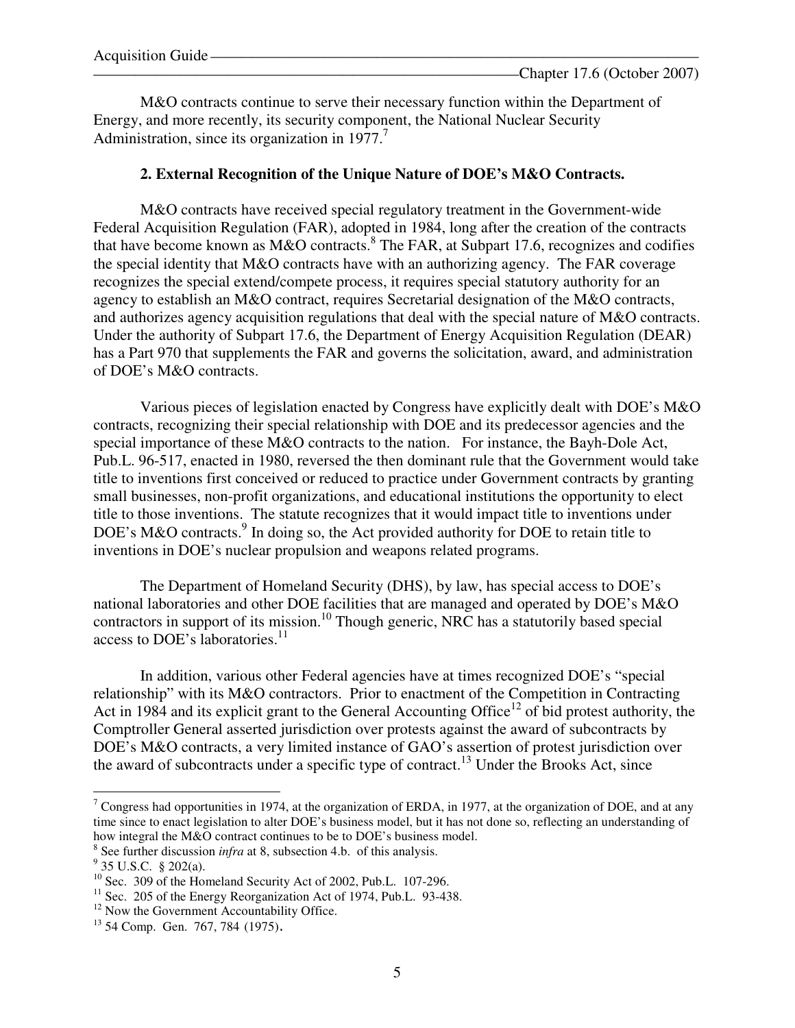M&O contracts continue to serve their necessary function within the Department of Energy, and more recently, its security component, the National Nuclear Security Administration, since its organization in 1977.[7]

**2. External Recognition of the Unique Nature of DOE's M&O Contracts.**

M&O contracts have received special regulatory treatment in the Government-wide Federal Acquisition Regulation (FAR), adopted in 1984, long after the creation of the contracts that have become known as M&O contracts.[8] The FAR, at Subpart 17.6, recognizes and codifies the special identity that M&O contracts have with an authorizing agency. The FAR coverage recognizes the special extend/compete process, it requires special statutory authority for an agency to establish an M&O contract, requires Secretarial designation of the M&O contracts, and authorizes agency acquisition regulations that deal with the special nature of M&O contracts. Under the authority of Subpart 17.6, the Department of Energy Acquisition Regulation (DEAR) has a Part 970 that supplements the FAR and governs the solicitation, award, and administration of DOE's M&O contracts.

Various pieces of legislation enacted by Congress have explicitly dealt with DOE's M&O contracts, recognizing their special relationship with DOE and its predecessor agencies and the special importance of these M&O contracts to the nation. For instance, the Bayh-Dole Act, Pub.L. 96-517, enacted in 1980, reversed the then dominant rule that the Government would take title to inventions first conceived or reduced to practice under Government contracts by granting small businesses, non-profit organizations, and educational institutions the opportunity to elect title to those inventions. The statute recognizes that it would impact title to inventions under DOE's M&O contracts.[9] In doing so, the Act provided authority for DOE to retain title to inventions in DOE's nuclear propulsion and weapons related programs.

The Department of Homeland Security (DHS), by law, has special access to DOE's national laboratories and other DOE facilities that are managed and operated by DOE's M&O contractors in support of its mission.[10] Though generic, NRC has a statutorily based special access to DOE's laboratories.[11]

In addition, various other Federal agencies have at times recognized DOE's "special relationship" with its M&O contractors. Prior to enactment of the Competition in Contracting Act in 1984 and its explicit grant to the General Accounting Office[12] of bid protest authority, the Comptroller General asserted jurisdiction over protests against the award of subcontracts by DOE's M&O contracts, a very limited instance of GAO's assertion of protest jurisdiction over the award of subcontracts under a specific type of contract.[13] Under the Brooks Act, since

---

[7] Congress had opportunities in 1974, at the organization of ERDA, in 1977, at the organization of DOE, and at any time since to enact legislation to alter DOE's business model, but it has not done so, reflecting an understanding of how integral the M&O contract continues to be to DOE's business model.

[8] See further discussion *infra* at 8, subsection 4.b. of this analysis.

[9] 35 U.S.C. § 202(a).

[10] Sec. 309 of the Homeland Security Act of 2002, Pub.L. 107-296.

[11] Sec. 205 of the Energy Reorganization Act of 1974, Pub.L. 93-438.

[12] Now the Government Accountability Office.

[13] 54 Comp. Gen. 767, 784 (1975).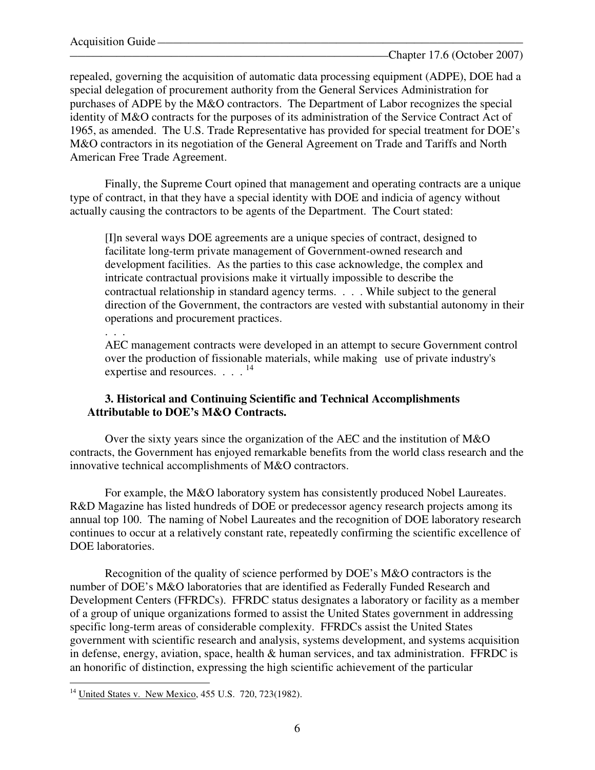repealed, governing the acquisition of automatic data processing equipment (ADPE), DOE had a special delegation of procurement authority from the General Services Administration for purchases of ADPE by the M&O contractors. The Department of Labor recognizes the special identity of M&O contracts for the purposes of its administration of the Service Contract Act of 1965, as amended. The U.S. Trade Representative has provided for special treatment for DOE's M&O contractors in its negotiation of the General Agreement on Trade and Tariffs and North American Free Trade Agreement.

Finally, the Supreme Court opined that management and operating contracts are a unique type of contract, in that they have a special identity with DOE and indicia of agency without actually causing the contractors to be agents of the Department. The Court stated:

> [I]n several ways DOE agreements are a unique species of contract, designed to facilitate long-term private management of Government-owned research and development facilities. As the parties to this case acknowledge, the complex and intricate contractual provisions make it virtually impossible to describe the contractual relationship in standard agency terms. . . . While subject to the general direction of the Government, the contractors are vested with substantial autonomy in their operations and procurement practices.
>
> . . .
>
> AEC management contracts were developed in an attempt to secure Government control over the production of fissionable materials, while making use of private industry's expertise and resources. . . . [14]

### 3. Historical and Continuing Scientific and Technical Accomplishments Attributable to DOE's M&O Contracts.

Over the sixty years since the organization of the AEC and the institution of M&O contracts, the Government has enjoyed remarkable benefits from the world class research and the innovative technical accomplishments of M&O contractors.

For example, the M&O laboratory system has consistently produced Nobel Laureates. R&D Magazine has listed hundreds of DOE or predecessor agency research projects among its annual top 100. The naming of Nobel Laureates and the recognition of DOE laboratory research continues to occur at a relatively constant rate, repeatedly confirming the scientific excellence of DOE laboratories.

Recognition of the quality of science performed by DOE's M&O contractors is the number of DOE's M&O laboratories that are identified as Federally Funded Research and Development Centers (FFRDCs). FFRDC status designates a laboratory or facility as a member of a group of unique organizations formed to assist the United States government in addressing specific long-term areas of considerable complexity. FFRDCs assist the United States government with scientific research and analysis, systems development, and systems acquisition in defense, energy, aviation, space, health & human services, and tax administration. FFRDC is an honorific of distinction, expressing the high scientific achievement of the particular

---

[14] United States v. New Mexico, 455 U.S. 720, 723(1982).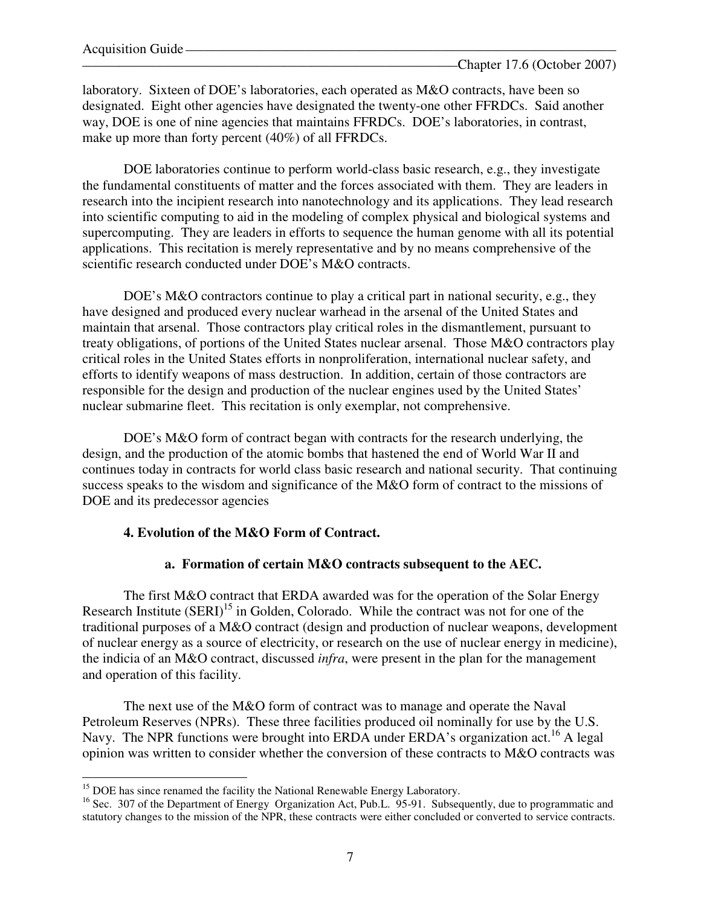laboratory. Sixteen of DOE's laboratories, each operated as M&O contracts, have been so designated. Eight other agencies have designated the twenty-one other FFRDCs. Said another way, DOE is one of nine agencies that maintains FFRDCs. DOE's laboratories, in contrast, make up more than forty percent (40%) of all FFRDCs.

DOE laboratories continue to perform world-class basic research, e.g., they investigate the fundamental constituents of matter and the forces associated with them. They are leaders in research into the incipient research into nanotechnology and its applications. They lead research into scientific computing to aid in the modeling of complex physical and biological systems and supercomputing. They are leaders in efforts to sequence the human genome with all its potential applications. This recitation is merely representative and by no means comprehensive of the scientific research conducted under DOE's M&O contracts.

DOE's M&O contractors continue to play a critical part in national security, e.g., they have designed and produced every nuclear warhead in the arsenal of the United States and maintain that arsenal. Those contractors play critical roles in the dismantlement, pursuant to treaty obligations, of portions of the United States nuclear arsenal. Those M&O contractors play critical roles in the United States efforts in nonproliferation, international nuclear safety, and efforts to identify weapons of mass destruction. In addition, certain of those contractors are responsible for the design and production of the nuclear engines used by the United States' nuclear submarine fleet. This recitation is only exemplar, not comprehensive.

DOE's M&O form of contract began with contracts for the research underlying, the design, and the production of the atomic bombs that hastened the end of World War II and continues today in contracts for world class basic research and national security. That continuing success speaks to the wisdom and significance of the M&O form of contract to the missions of DOE and its predecessor agencies

### 4. Evolution of the M&O Form of Contract.

#### a. Formation of certain M&O contracts subsequent to the AEC.

The first M&O contract that ERDA awarded was for the operation of the Solar Energy Research Institute (SERI)[15] in Golden, Colorado. While the contract was not for one of the traditional purposes of a M&O contract (design and production of nuclear weapons, development of nuclear energy as a source of electricity, or research on the use of nuclear energy in medicine), the indicia of an M&O contract, discussed *infra*, were present in the plan for the management and operation of this facility.

The next use of the M&O form of contract was to manage and operate the Naval Petroleum Reserves (NPRs). These three facilities produced oil nominally for use by the U.S. Navy. The NPR functions were brought into ERDA under ERDA's organization act.[16] A legal opinion was written to consider whether the conversion of these contracts to M&O contracts was

---

[15] DOE has since renamed the facility the National Renewable Energy Laboratory.

[16] Sec. 307 of the Department of Energy Organization Act, Pub.L. 95-91. Subsequently, due to programmatic and statutory changes to the mission of the NPR, these contracts were either concluded or converted to service contracts.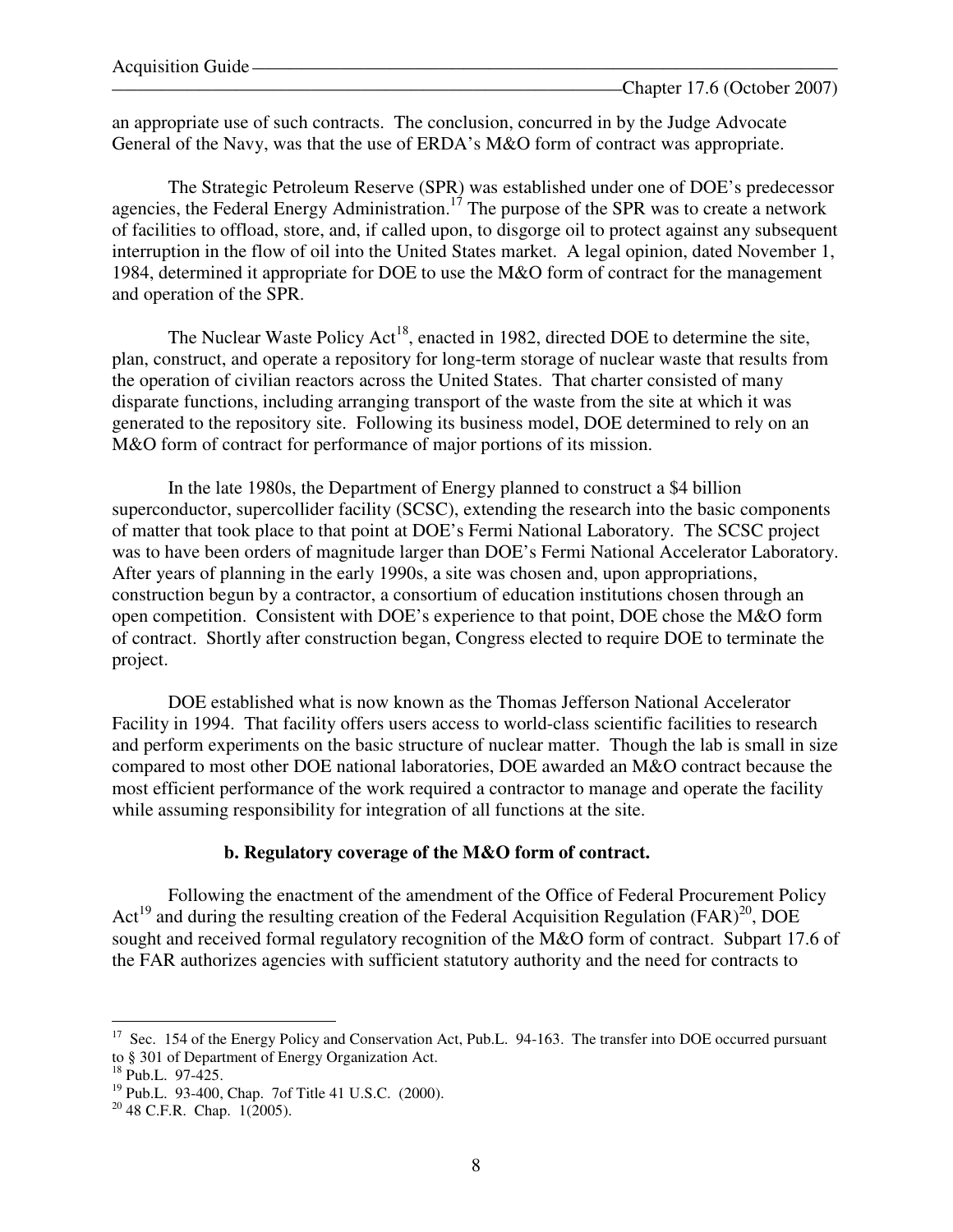an appropriate use of such contracts. The conclusion, concurred in by the Judge Advocate General of the Navy, was that the use of ERDA's M&O form of contract was appropriate.

The Strategic Petroleum Reserve (SPR) was established under one of DOE's predecessor agencies, the Federal Energy Administration.[17] The purpose of the SPR was to create a network of facilities to offload, store, and, if called upon, to disgorge oil to protect against any subsequent interruption in the flow of oil into the United States market. A legal opinion, dated November 1, 1984, determined it appropriate for DOE to use the M&O form of contract for the management and operation of the SPR.

The Nuclear Waste Policy Act[18], enacted in 1982, directed DOE to determine the site, plan, construct, and operate a repository for long-term storage of nuclear waste that results from the operation of civilian reactors across the United States. That charter consisted of many disparate functions, including arranging transport of the waste from the site at which it was generated to the repository site. Following its business model, DOE determined to rely on an M&O form of contract for performance of major portions of its mission.

In the late 1980s, the Department of Energy planned to construct a $4 billion superconductor, supercollider facility (SCSC), extending the research into the basic components of matter that took place to that point at DOE's Fermi National Laboratory. The SCSC project was to have been orders of magnitude larger than DOE's Fermi National Accelerator Laboratory. After years of planning in the early 1990s, a site was chosen and, upon appropriations, construction begun by a contractor, a consortium of education institutions chosen through an open competition. Consistent with DOE's experience to that point, DOE chose the M&O form of contract. Shortly after construction began, Congress elected to require DOE to terminate the project.

DOE established what is now known as the Thomas Jefferson National Accelerator Facility in 1994. That facility offers users access to world-class scientific facilities to research and perform experiments on the basic structure of nuclear matter. Though the lab is small in size compared to most other DOE national laboratories, DOE awarded an M&O contract because the most efficient performance of the work required a contractor to manage and operate the facility while assuming responsibility for integration of all functions at the site.

**b. Regulatory coverage of the M&O form of contract.**

Following the enactment of the amendment of the Office of Federal Procurement Policy Act[19] and during the resulting creation of the Federal Acquisition Regulation (FAR)[20], DOE sought and received formal regulatory recognition of the M&O form of contract. Subpart 17.6 of the FAR authorizes agencies with sufficient statutory authority and the need for contracts to

---

[17] Sec. 154 of the Energy Policy and Conservation Act, Pub.L. 94-163. The transfer into DOE occurred pursuant to § 301 of Department of Energy Organization Act.

[18] Pub.L. 97-425.

[19] Pub.L. 93-400, Chap. 7of Title 41 U.S.C. (2000).

[20] 48 C.F.R. Chap. 1(2005).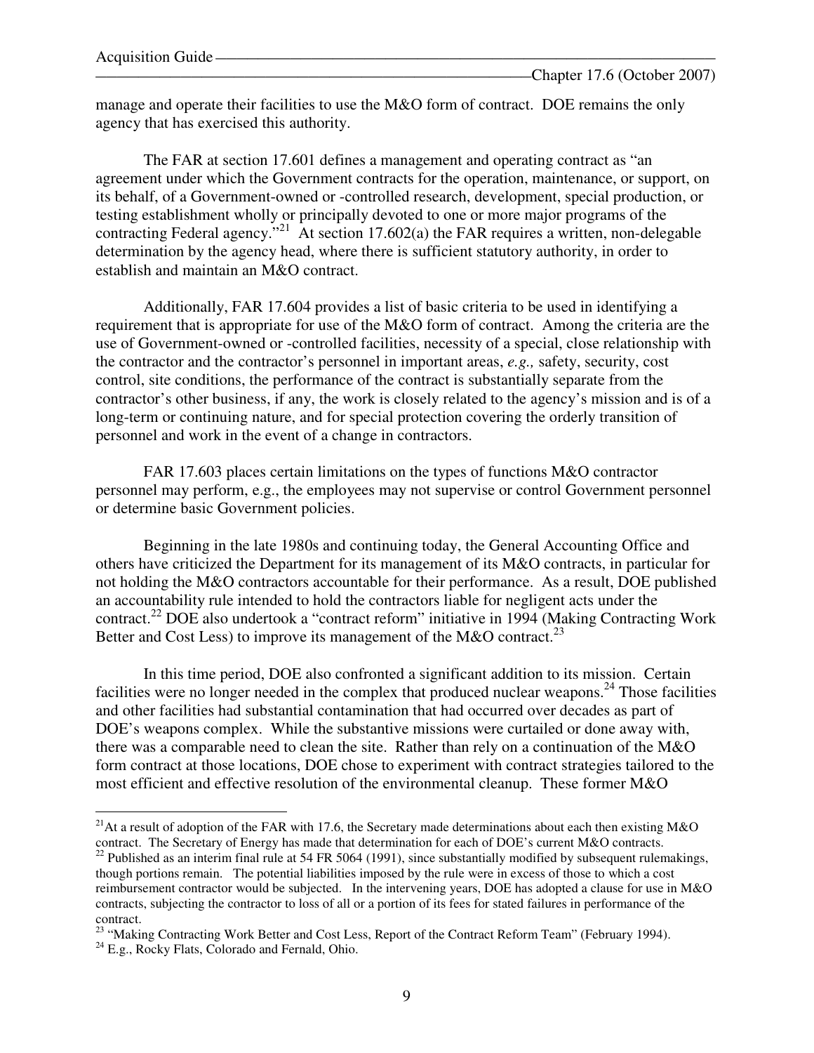manage and operate their facilities to use the M&O form of contract. DOE remains the only agency that has exercised this authority.

The FAR at section 17.601 defines a management and operating contract as "an agreement under which the Government contracts for the operation, maintenance, or support, on its behalf, of a Government-owned or -controlled research, development, special production, or testing establishment wholly or principally devoted to one or more major programs of the contracting Federal agency."[21] At section 17.602(a) the FAR requires a written, non-delegable determination by the agency head, where there is sufficient statutory authority, in order to establish and maintain an M&O contract.

Additionally, FAR 17.604 provides a list of basic criteria to be used in identifying a requirement that is appropriate for use of the M&O form of contract. Among the criteria are the use of Government-owned or -controlled facilities, necessity of a special, close relationship with the contractor and the contractor's personnel in important areas, *e.g.,* safety, security, cost control, site conditions, the performance of the contract is substantially separate from the contractor's other business, if any, the work is closely related to the agency's mission and is of a long-term or continuing nature, and for special protection covering the orderly transition of personnel and work in the event of a change in contractors.

FAR 17.603 places certain limitations on the types of functions M&O contractor personnel may perform, e.g., the employees may not supervise or control Government personnel or determine basic Government policies.

Beginning in the late 1980s and continuing today, the General Accounting Office and others have criticized the Department for its management of its M&O contracts, in particular for not holding the M&O contractors accountable for their performance. As a result, DOE published an accountability rule intended to hold the contractors liable for negligent acts under the contract.[22] DOE also undertook a "contract reform" initiative in 1994 (Making Contracting Work Better and Cost Less) to improve its management of the M&O contract.[23]

In this time period, DOE also confronted a significant addition to its mission. Certain facilities were no longer needed in the complex that produced nuclear weapons.[24] Those facilities and other facilities had substantial contamination that had occurred over decades as part of DOE's weapons complex. While the substantive missions were curtailed or done away with, there was a comparable need to clean the site. Rather than rely on a continuation of the M&O form contract at those locations, DOE chose to experiment with contract strategies tailored to the most efficient and effective resolution of the environmental cleanup. These former M&O

---

[21] At a result of adoption of the FAR with 17.6, the Secretary made determinations about each then existing M&O contract. The Secretary of Energy has made that determination for each of DOE's current M&O contracts.

[22] Published as an interim final rule at 54 FR 5064 (1991), since substantially modified by subsequent rulemakings, though portions remain. The potential liabilities imposed by the rule were in excess of those to which a cost reimbursement contractor would be subjected. In the intervening years, DOE has adopted a clause for use in M&O contracts, subjecting the contractor to loss of all or a portion of its fees for stated failures in performance of the contract.

[23] "Making Contracting Work Better and Cost Less, Report of the Contract Reform Team" (February 1994).

[24] E.g., Rocky Flats, Colorado and Fernald, Ohio.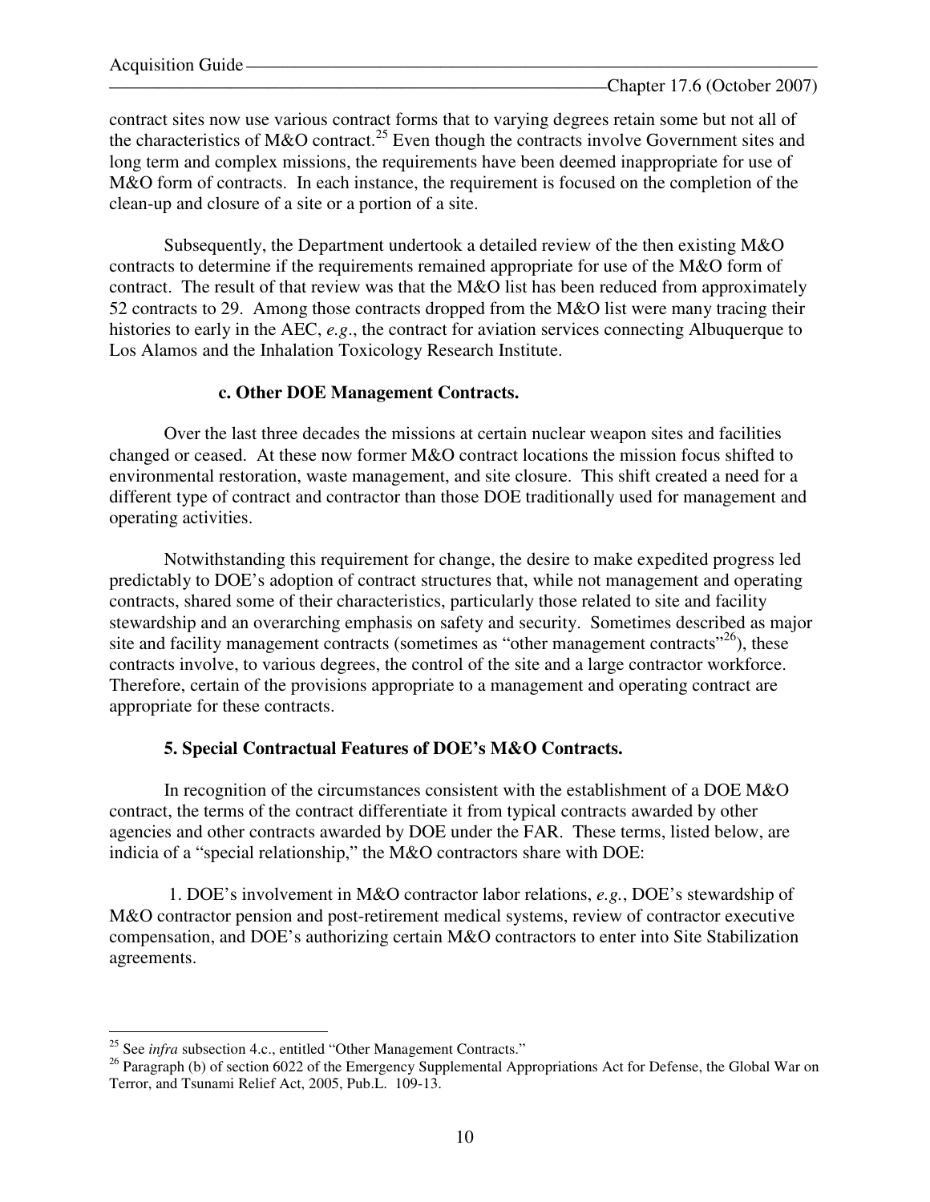contract sites now use various contract forms that to varying degrees retain some but not all of the characteristics of M&O contract.[25] Even though the contracts involve Government sites and long term and complex missions, the requirements have been deemed inappropriate for use of M&O form of contracts. In each instance, the requirement is focused on the completion of the clean-up and closure of a site or a portion of a site.

Subsequently, the Department undertook a detailed review of the then existing M&O contracts to determine if the requirements remained appropriate for use of the M&O form of contract. The result of that review was that the M&O list has been reduced from approximately 52 contracts to 29. Among those contracts dropped from the M&O list were many tracing their histories to early in the AEC, *e.g*., the contract for aviation services connecting Albuquerque to Los Alamos and the Inhalation Toxicology Research Institute.

#### c. Other DOE Management Contracts.

Over the last three decades the missions at certain nuclear weapon sites and facilities changed or ceased. At these now former M&O contract locations the mission focus shifted to environmental restoration, waste management, and site closure. This shift created a need for a different type of contract and contractor than those DOE traditionally used for management and operating activities.

Notwithstanding this requirement for change, the desire to make expedited progress led predictably to DOE's adoption of contract structures that, while not management and operating contracts, shared some of their characteristics, particularly those related to site and facility stewardship and an overarching emphasis on safety and security. Sometimes described as major site and facility management contracts (sometimes as "other management contracts"[26]), these contracts involve, to various degrees, the control of the site and a large contractor workforce. Therefore, certain of the provisions appropriate to a management and operating contract are appropriate for these contracts.

### 5. Special Contractual Features of DOE's M&O Contracts.

In recognition of the circumstances consistent with the establishment of a DOE M&O contract, the terms of the contract differentiate it from typical contracts awarded by other agencies and other contracts awarded by DOE under the FAR. These terms, listed below, are indicia of a "special relationship," the M&O contractors share with DOE:

1. DOE's involvement in M&O contractor labor relations, *e.g.*, DOE's stewardship of M&O contractor pension and post-retirement medical systems, review of contractor executive compensation, and DOE's authorizing certain M&O contractors to enter into Site Stabilization agreements.

---

[25] See *infra* subsection 4.c., entitled "Other Management Contracts."

[26] Paragraph (b) of section 6022 of the Emergency Supplemental Appropriations Act for Defense, the Global War on Terror, and Tsunami Relief Act, 2005, Pub.L. 109-13.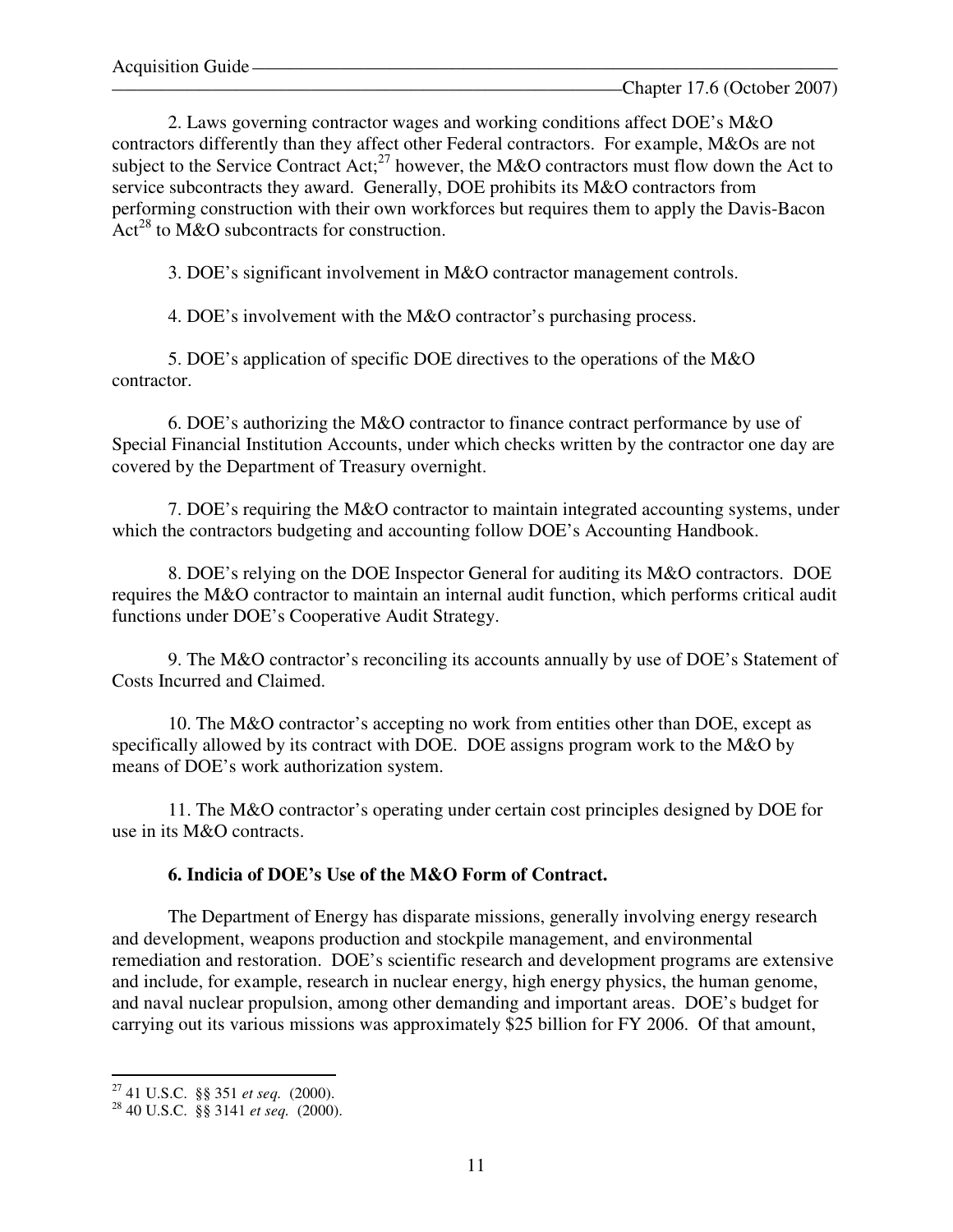2. Laws governing contractor wages and working conditions affect DOE's M&O contractors differently than they affect other Federal contractors. For example, M&Os are not subject to the Service Contract Act;[27] however, the M&O contractors must flow down the Act to service subcontracts they award. Generally, DOE prohibits its M&O contractors from performing construction with their own workforces but requires them to apply the Davis-Bacon Act[28] to M&O subcontracts for construction.

3. DOE's significant involvement in M&O contractor management controls.

4. DOE's involvement with the M&O contractor's purchasing process.

5. DOE's application of specific DOE directives to the operations of the M&O contractor.

6. DOE's authorizing the M&O contractor to finance contract performance by use of Special Financial Institution Accounts, under which checks written by the contractor one day are covered by the Department of Treasury overnight.

7. DOE's requiring the M&O contractor to maintain integrated accounting systems, under which the contractors budgeting and accounting follow DOE's Accounting Handbook.

8. DOE's relying on the DOE Inspector General for auditing its M&O contractors. DOE requires the M&O contractor to maintain an internal audit function, which performs critical audit functions under DOE's Cooperative Audit Strategy.

9. The M&O contractor's reconciling its accounts annually by use of DOE's Statement of Costs Incurred and Claimed.

10. The M&O contractor's accepting no work from entities other than DOE, except as specifically allowed by its contract with DOE. DOE assigns program work to the M&O by means of DOE's work authorization system.

11. The M&O contractor's operating under certain cost principles designed by DOE for use in its M&O contracts.

### 6. Indicia of DOE's Use of the M&O Form of Contract.

The Department of Energy has disparate missions, generally involving energy research and development, weapons production and stockpile management, and environmental remediation and restoration. DOE's scientific research and development programs are extensive and include, for example, research in nuclear energy, high energy physics, the human genome, and naval nuclear propulsion, among other demanding and important areas. DOE's budget for carrying out its various missions was approximately $25 billion for FY 2006. Of that amount,

---

[27] 41 U.S.C. §§ 351 *et seq.* (2000).

[28] 40 U.S.C. §§ 3141 *et seq.* (2000).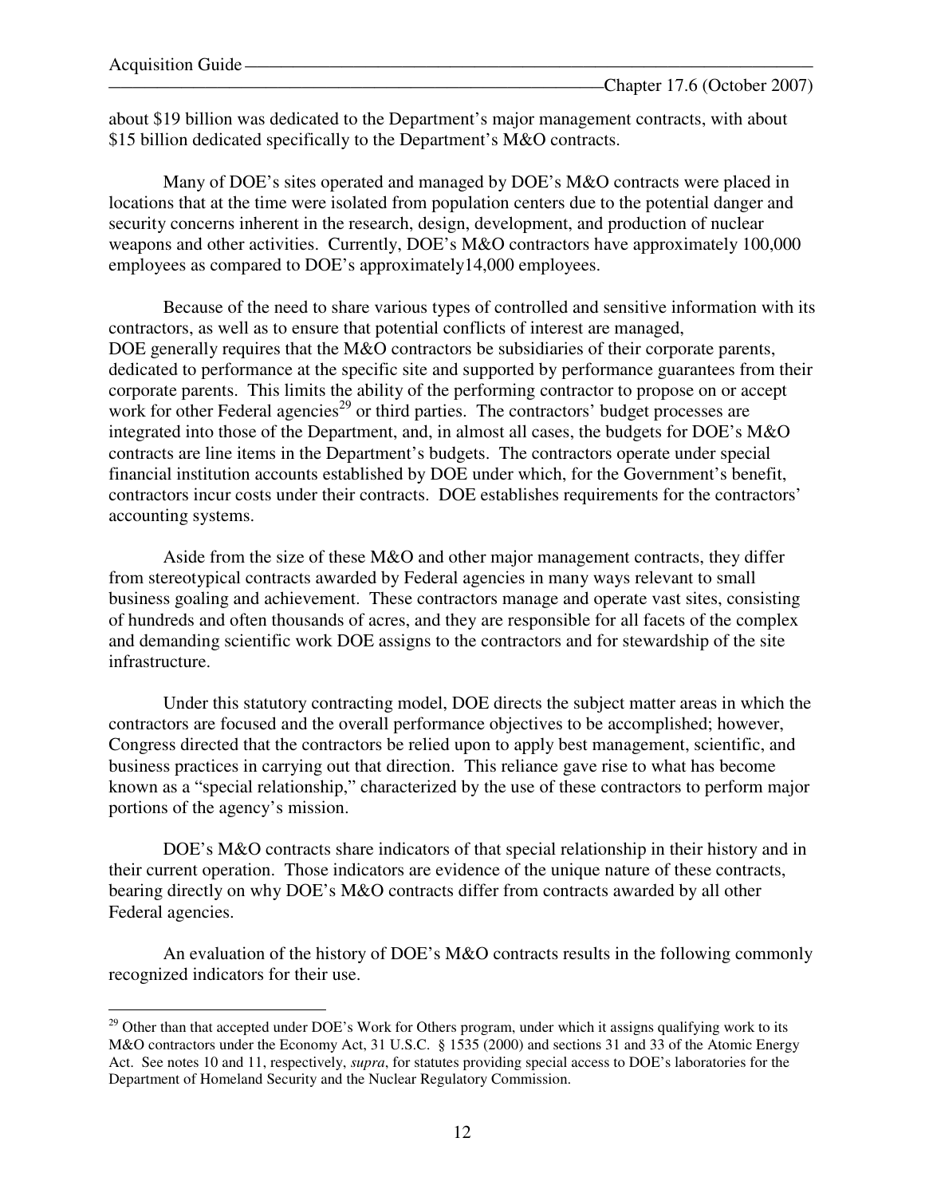about $19 billion was dedicated to the Department's major management contracts, with about $15 billion dedicated specifically to the Department's M&O contracts.

Many of DOE's sites operated and managed by DOE's M&O contracts were placed in locations that at the time were isolated from population centers due to the potential danger and security concerns inherent in the research, design, development, and production of nuclear weapons and other activities. Currently, DOE's M&O contractors have approximately 100,000 employees as compared to DOE's approximately14,000 employees.

Because of the need to share various types of controlled and sensitive information with its contractors, as well as to ensure that potential conflicts of interest are managed, DOE generally requires that the M&O contractors be subsidiaries of their corporate parents, dedicated to performance at the specific site and supported by performance guarantees from their corporate parents. This limits the ability of the performing contractor to propose on or accept work for other Federal agencies[29] or third parties. The contractors' budget processes are integrated into those of the Department, and, in almost all cases, the budgets for DOE's M&O contracts are line items in the Department's budgets. The contractors operate under special financial institution accounts established by DOE under which, for the Government's benefit, contractors incur costs under their contracts. DOE establishes requirements for the contractors' accounting systems.

Aside from the size of these M&O and other major management contracts, they differ from stereotypical contracts awarded by Federal agencies in many ways relevant to small business goaling and achievement. These contractors manage and operate vast sites, consisting of hundreds and often thousands of acres, and they are responsible for all facets of the complex and demanding scientific work DOE assigns to the contractors and for stewardship of the site infrastructure.

Under this statutory contracting model, DOE directs the subject matter areas in which the contractors are focused and the overall performance objectives to be accomplished; however, Congress directed that the contractors be relied upon to apply best management, scientific, and business practices in carrying out that direction. This reliance gave rise to what has become known as a "special relationship," characterized by the use of these contractors to perform major portions of the agency's mission.

DOE's M&O contracts share indicators of that special relationship in their history and in their current operation. Those indicators are evidence of the unique nature of these contracts, bearing directly on why DOE's M&O contracts differ from contracts awarded by all other Federal agencies.

An evaluation of the history of DOE's M&O contracts results in the following commonly recognized indicators for their use.

---

[29] Other than that accepted under DOE's Work for Others program, under which it assigns qualifying work to its M&O contractors under the Economy Act, 31 U.S.C. § 1535 (2000) and sections 31 and 33 of the Atomic Energy Act. See notes 10 and 11, respectively, *supra*, for statutes providing special access to DOE's laboratories for the Department of Homeland Security and the Nuclear Regulatory Commission.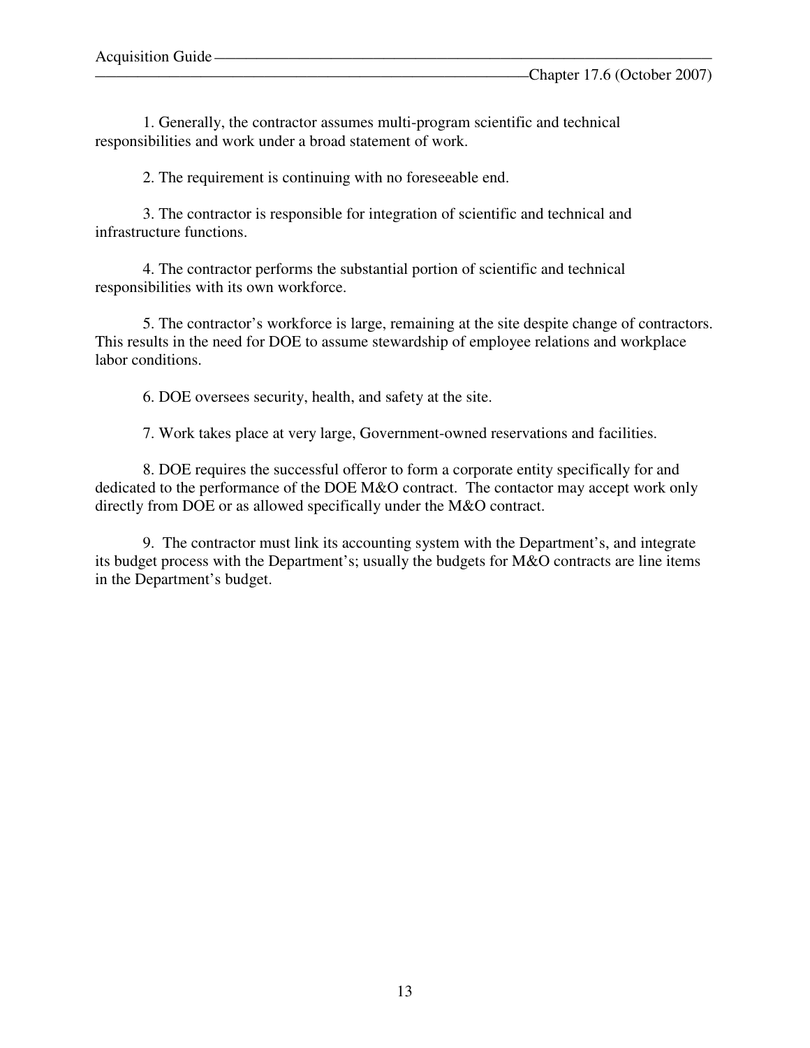1. Generally, the contractor assumes multi-program scientific and technical responsibilities and work under a broad statement of work.

2. The requirement is continuing with no foreseeable end.

3. The contractor is responsible for integration of scientific and technical and infrastructure functions.

4. The contractor performs the substantial portion of scientific and technical responsibilities with its own workforce.

5. The contractor's workforce is large, remaining at the site despite change of contractors. This results in the need for DOE to assume stewardship of employee relations and workplace labor conditions.

6. DOE oversees security, health, and safety at the site.

7. Work takes place at very large, Government-owned reservations and facilities.

8. DOE requires the successful offeror to form a corporate entity specifically for and dedicated to the performance of the DOE M&O contract. The contactor may accept work only directly from DOE or as allowed specifically under the M&O contract.

9. The contractor must link its accounting system with the Department's, and integrate its budget process with the Department's; usually the budgets for M&O contracts are line items in the Department's budget.